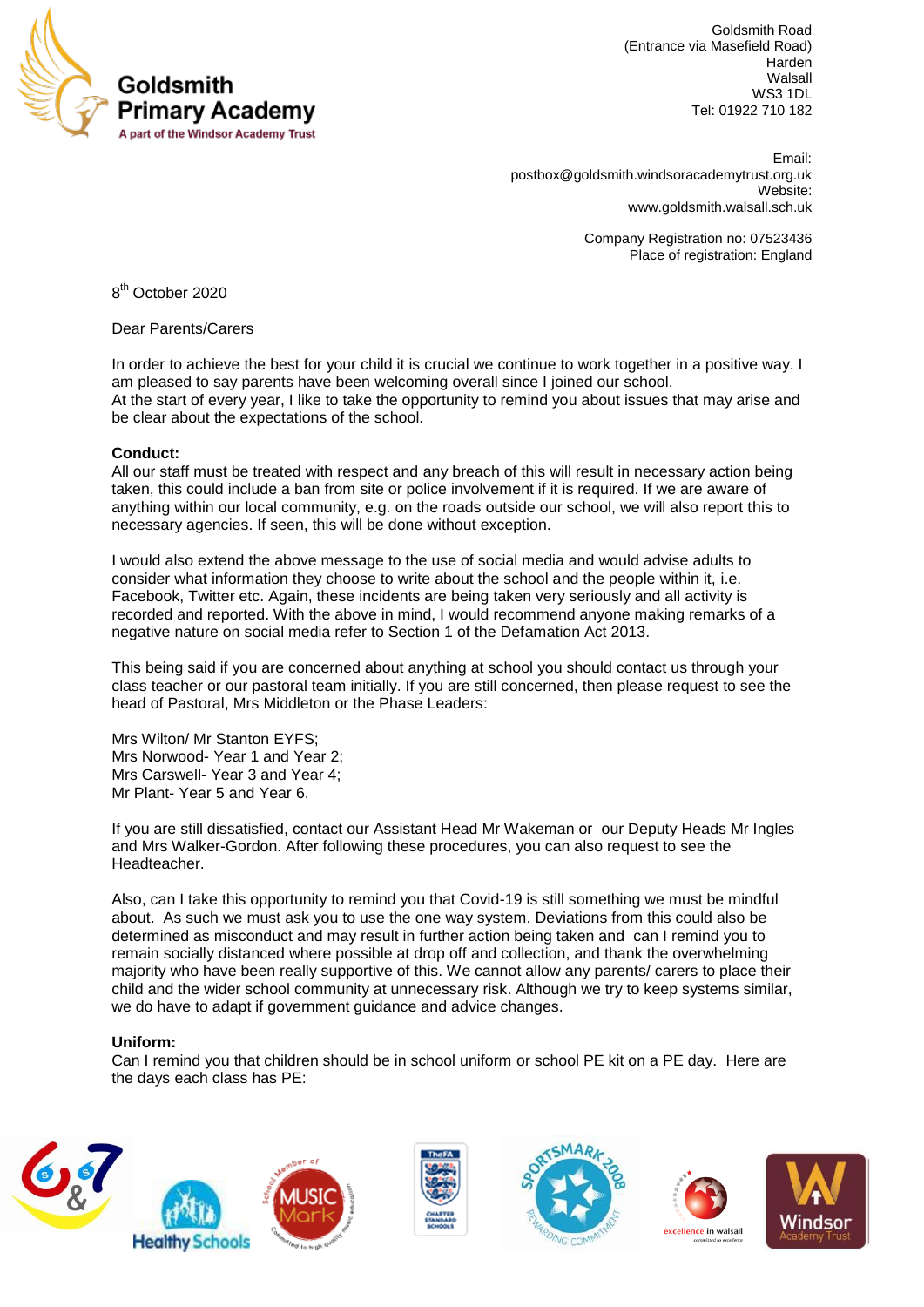**Goldsmith Primary Academy**
A part of the Windsor Academy Trust

Goldsmith Road
(Entrance via Masefield Road)
Harden
Walsall
WS3 1DL
Tel: 01922 710 182

Email:
postbox@goldsmith.windsoracademytrust.org.uk
Website:
www.goldsmith.walsall.sch.uk

Company Registration no: 07523436
Place of registration: England

8th October 2020

Dear Parents/Carers

In order to achieve the best for your child it is crucial we continue to work together in a positive way. I am pleased to say parents have been welcoming overall since I joined our school.
At the start of every year, I like to take the opportunity to remind you about issues that may arise and be clear about the expectations of the school.

**Conduct:**
All our staff must be treated with respect and any breach of this will result in necessary action being taken, this could include a ban from site or police involvement if it is required. If we are aware of anything within our local community, e.g. on the roads outside our school, we will also report this to necessary agencies. If seen, this will be done without exception.

I would also extend the above message to the use of social media and would advise adults to consider what information they choose to write about the school and the people within it, i.e. Facebook, Twitter etc. Again, these incidents are being taken very seriously and all activity is recorded and reported. With the above in mind, I would recommend anyone making remarks of a negative nature on social media refer to Section 1 of the Defamation Act 2013.

This being said if you are concerned about anything at school you should contact us through your class teacher or our pastoral team initially. If you are still concerned, then please request to see the head of Pastoral, Mrs Middleton or the Phase Leaders:

Mrs Wilton/ Mr Stanton EYFS;
Mrs Norwood- Year 1 and Year 2;
Mrs Carswell- Year 3 and Year 4;
Mr Plant- Year 5 and Year 6.

If you are still dissatisfied, contact our Assistant Head Mr Wakeman or our Deputy Heads Mr Ingles and Mrs Walker-Gordon. After following these procedures, you can also request to see the Headteacher.

Also, can I take this opportunity to remind you that Covid-19 is still something we must be mindful about. As such we must ask you to use the one way system. Deviations from this could also be determined as misconduct and may result in further action being taken and can I remind you to remain socially distanced where possible at drop off and collection, and thank the overwhelming majority who have been really supportive of this. We cannot allow any parents/ carers to place their child and the wider school community at unnecessary risk. Although we try to keep systems similar, we do have to adapt if government guidance and advice changes.

**Uniform:**
Can I remind you that children should be in school uniform or school PE kit on a PE day. Here are the days each class has PE: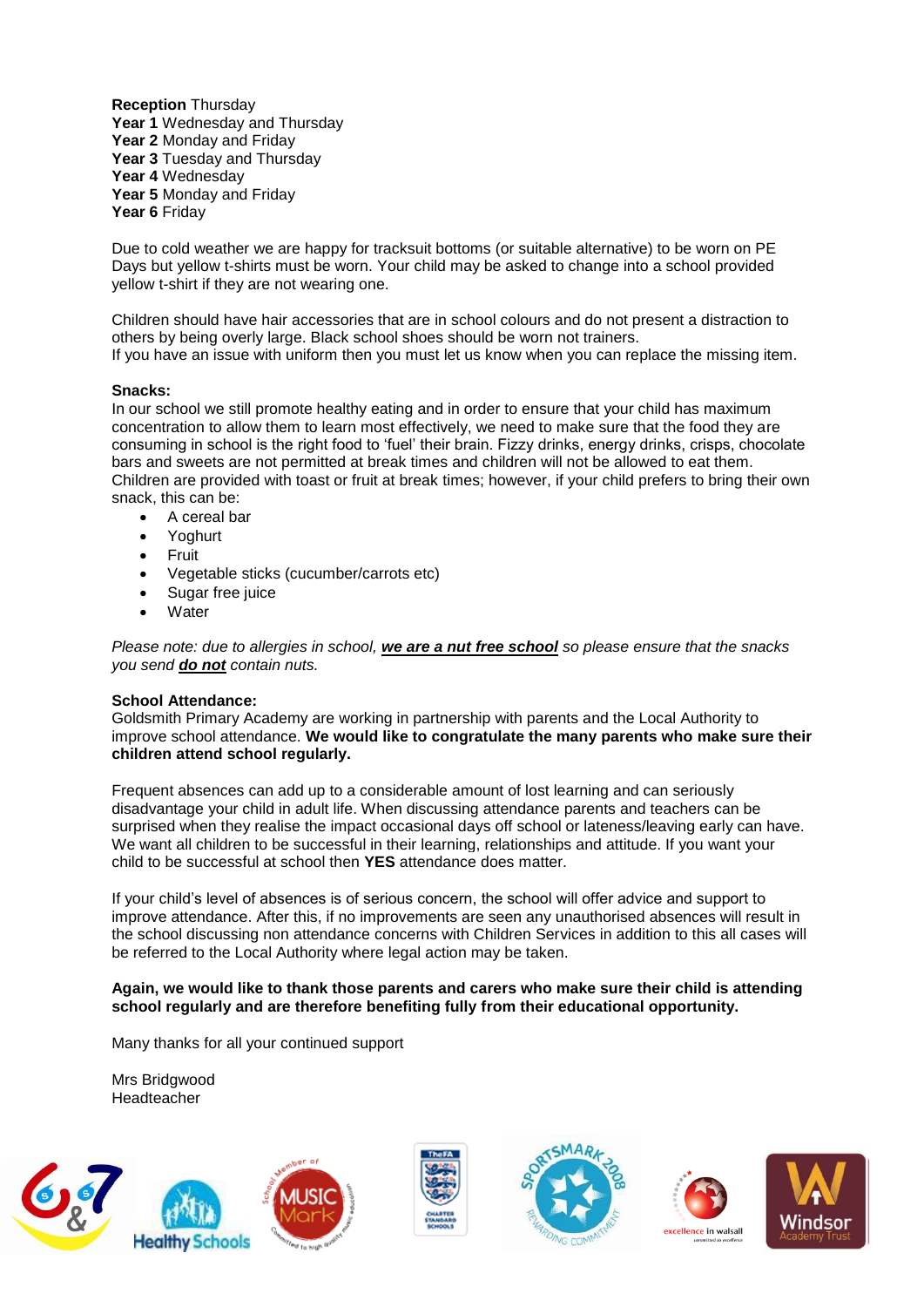**Reception** Thursday
**Year 1** Wednesday and Thursday
**Year 2** Monday and Friday
**Year 3** Tuesday and Thursday
**Year 4** Wednesday
**Year 5** Monday and Friday
**Year 6** Friday

Due to cold weather we are happy for tracksuit bottoms (or suitable alternative) to be worn on PE Days but yellow t-shirts must be worn. Your child may be asked to change into a school provided yellow t-shirt if they are not wearing one.

Children should have hair accessories that are in school colours and do not present a distraction to others by being overly large. Black school shoes should be worn not trainers.
If you have an issue with uniform then you must let us know when you can replace the missing item.

**Snacks:**
In our school we still promote healthy eating and in order to ensure that your child has maximum concentration to allow them to learn most effectively, we need to make sure that the food they are consuming in school is the right food to 'fuel' their brain. Fizzy drinks, energy drinks, crisps, chocolate bars and sweets are not permitted at break times and children will not be allowed to eat them. Children are provided with toast or fruit at break times; however, if your child prefers to bring their own snack, this can be:

- A cereal bar
- Yoghurt
- Fruit
- Vegetable sticks (cucumber/carrots etc)
- Sugar free juice
- Water

*Please note: due to allergies in school, **we are a nut free school** so please ensure that the snacks you send **do not** contain nuts.*

**School Attendance:**
Goldsmith Primary Academy are working in partnership with parents and the Local Authority to improve school attendance. **We would like to congratulate the many parents who make sure their children attend school regularly.**

Frequent absences can add up to a considerable amount of lost learning and can seriously disadvantage your child in adult life. When discussing attendance parents and teachers can be surprised when they realise the impact occasional days off school or lateness/leaving early can have. We want all children to be successful in their learning, relationships and attitude. If you want your child to be successful at school then **YES** attendance does matter.

If your child's level of absences is of serious concern, the school will offer advice and support to improve attendance. After this, if no improvements are seen any unauthorised absences will result in the school discussing non attendance concerns with Children Services in addition to this all cases will be referred to the Local Authority where legal action may be taken.

**Again, we would like to thank those parents and carers who make sure their child is attending school regularly and are therefore benefiting fully from their educational opportunity.**

Many thanks for all your continued support

Mrs Bridgwood
Headteacher